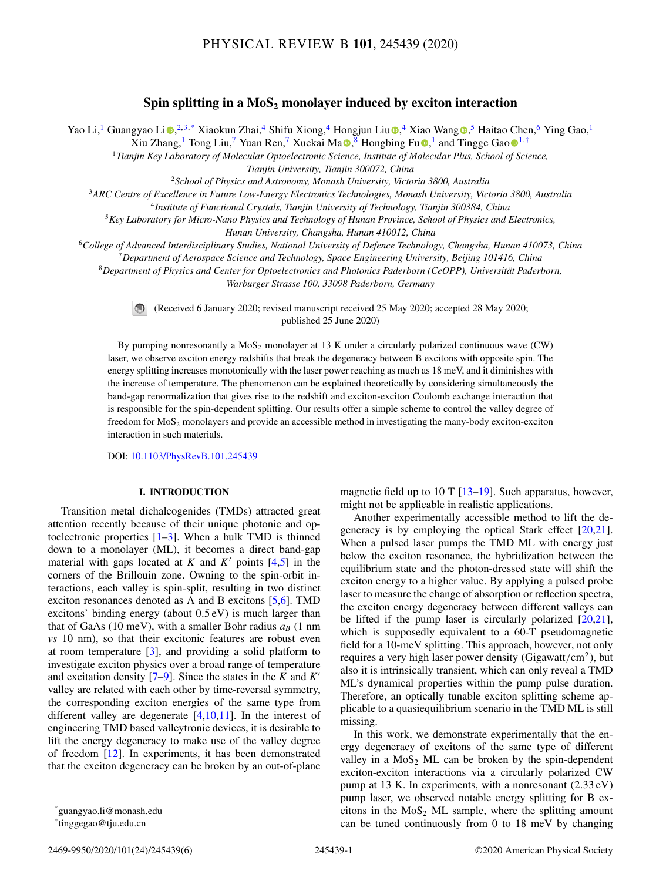# Spin splitting in a $MoS_2$ monolayer induced by exciton interaction

Yao Li,[1] Guangyao Li,[2,3,*] Xiaokun Zhai,[4] Shifu Xiong,[4] Hongjun Liu,[4] Xiao Wang,[5] Haitao Chen,[6] Ying Gao,[1] Xiu Zhang,[1] Tong Liu,[7] Yuan Ren,[7] Xuekai Ma,[8] Hongbing Fu,[1] and Tingge Gao[1,†]

[1]*Tianjin Key Laboratory of Molecular Optoelectronic Science, Institute of Molecular Plus, School of Science, Tianjin University, Tianjin 300072, China*

[2]*School of Physics and Astronomy, Monash University, Victoria 3800, Australia*

[3]*ARC Centre of Excellence in Future Low-Energy Electronics Technologies, Monash University, Victoria 3800, Australia*

[4]*Institute of Functional Crystals, Tianjin University of Technology, Tianjin 300384, China*

[5]*Key Laboratory for Micro-Nano Physics and Technology of Hunan Province, School of Physics and Electronics, Hunan University, Changsha, Hunan 410012, China*

[6]*College of Advanced Interdisciplinary Studies, National University of Defence Technology, Changsha, Hunan 410073, China*

[7]*Department of Aerospace Science and Technology, Space Engineering University, Beijing 101416, China*

[8]*Department of Physics and Center for Optoelectronics and Photonics Paderborn (CeOPP), Universität Paderborn, Warburger Strasse 100, 33098 Paderborn, Germany*

(Received 6 January 2020; revised manuscript received 25 May 2020; accepted 28 May 2020; published 25 June 2020)

By pumping nonresonantly a $MoS_2$ monolayer at 13 K under a circularly polarized continuous wave (CW) laser, we observe exciton energy redshifts that break the degeneracy between B excitons with opposite spin. The energy splitting increases monotonically with the laser power reaching as much as 18 meV, and it diminishes with the increase of temperature. The phenomenon can be explained theoretically by considering simultaneously the band-gap renormalization that gives rise to the redshift and exciton-exciton Coulomb exchange interaction that is responsible for the spin-dependent splitting. Our results offer a simple scheme to control the valley degree of freedom for $MoS_2$ monolayers and provide an accessible method in investigating the many-body exciton-exciton interaction in such materials.

DOI: 10.1103/PhysRevB.101.245439

## I. INTRODUCTION

Transition metal dichalcogenides (TMDs) attracted great attention recently because of their unique photonic and optoelectronic properties [1–3]. When a bulk TMD is thinned down to a monolayer (ML), it becomes a direct band-gap material with gaps located at $K$ and $K'$ points [4,5] in the corners of the Brillouin zone. Owning to the spin-orbit interactions, each valley is spin-split, resulting in two distinct exciton resonances denoted as A and B excitons [5,6]. TMD excitons' binding energy (about 0.5 eV) is much larger than that of GaAs (10 meV), with a smaller Bohr radius $a_B$ (1 nm *vs* 10 nm), so that their excitonic features are robust even at room temperature [3], and providing a solid platform to investigate exciton physics over a broad range of temperature and excitation density [7–9]. Since the states in the $K$ and $K'$ valley are related with each other by time-reversal symmetry, the corresponding exciton energies of the same type from different valley are degenerate [4,10,11]. In the interest of engineering TMD based valleytronic devices, it is desirable to lift the energy degeneracy to make use of the valley degree of freedom [12]. In experiments, it has been demonstrated that the exciton degeneracy can be broken by an out-of-plane magnetic field up to 10 T [13–19]. Such apparatus, however, might not be applicable in realistic applications.

Another experimentally accessible method to lift the degeneracy is by employing the optical Stark effect [20,21]. When a pulsed laser pumps the TMD ML with energy just below the exciton resonance, the hybridization between the equilibrium state and the photon-dressed state will shift the exciton energy to a higher value. By applying a pulsed probe laser to measure the change of absorption or reflection spectra, the exciton energy degeneracy between different valleys can be lifted if the pump laser is circularly polarized [20,21], which is supposedly equivalent to a 60-T pseudomagnetic field for a 10-meV splitting. This approach, however, not only requires a very high laser power density (Gigawatt/$cm^2$), but also it is intrinsically transient, which can only reveal a TMD ML's dynamical properties within the pump pulse duration. Therefore, an optically tunable exciton splitting scheme applicable to a quasiequilibrium scenario in the TMD ML is still missing.

In this work, we demonstrate experimentally that the energy degeneracy of excitons of the same type of different valley in a $MoS_2$ ML can be broken by the spin-dependent exciton-exciton interactions via a circularly polarized CW pump at 13 K. In experiments, with a nonresonant (2.33 eV) pump laser, we observed notable energy splitting for B excitons in the $MoS_2$ ML sample, where the splitting amount can be tuned continuously from 0 to 18 meV by changing

*guangyao.li@monash.edu

†tinggegao@tju.edu.cn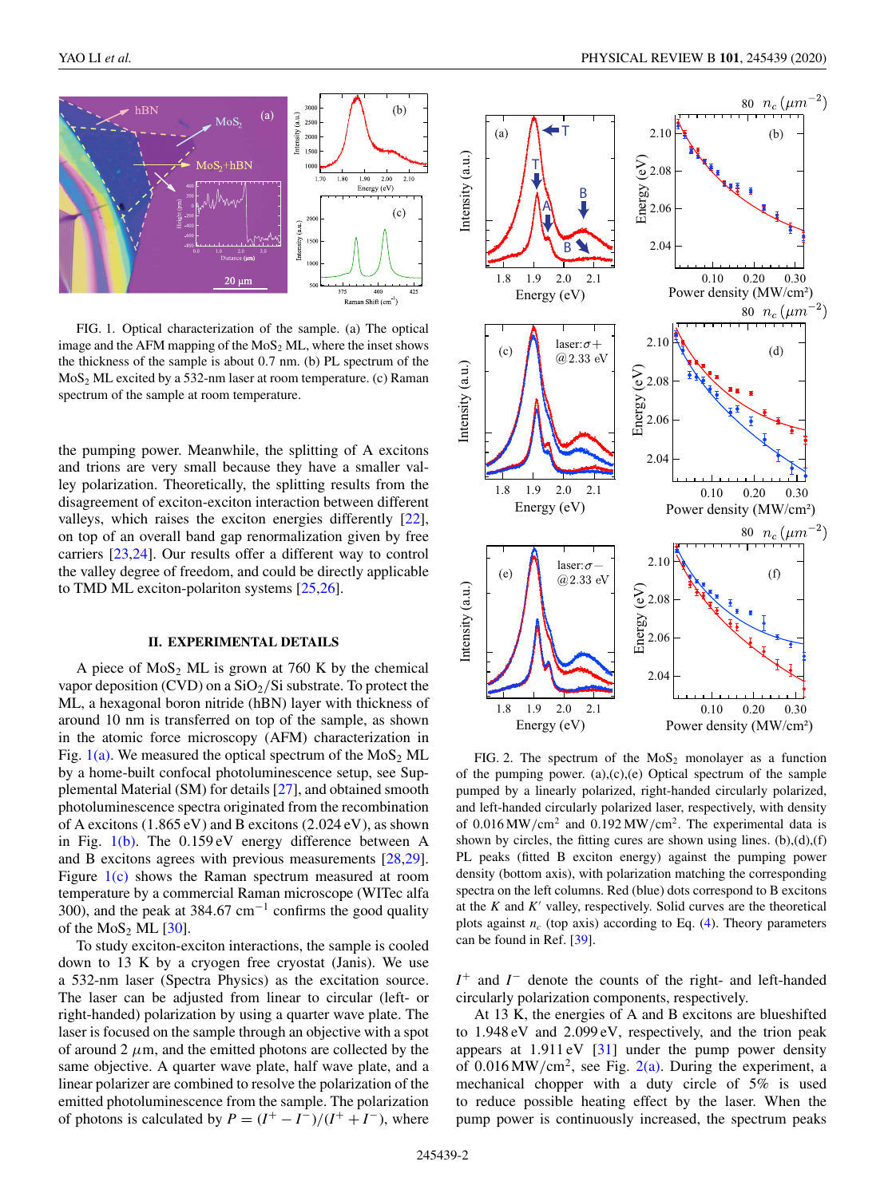FIG. 1. Optical characterization of the sample. (a) The optical image and the AFM mapping of the $MoS_2$ ML, where the inset shows the thickness of the sample is about 0.7 nm. (b) PL spectrum of the $MoS_2$ ML excited by a 532-nm laser at room temperature. (c) Raman spectrum of the sample at room temperature.

the pumping power. Meanwhile, the splitting of A excitons and trions are very small because they have a smaller valley polarization. Theoretically, the splitting results from the disagreement of exciton-exciton interaction between different valleys, which raises the exciton energies differently [22], on top of an overall band gap renormalization given by free carriers [23,24]. Our results offer a different way to control the valley degree of freedom, and could be directly applicable to TMD ML exciton-polariton systems [25,26].

## II. EXPERIMENTAL DETAILS

A piece of $MoS_2$ ML is grown at 760 K by the chemical vapor deposition (CVD) on a $SiO_2$/Si substrate. To protect the ML, a hexagonal boron nitride (hBN) layer with thickness of around 10 nm is transferred on top of the sample, as shown in the atomic force microscopy (AFM) characterization in Fig. 1(a). We measured the optical spectrum of the $MoS_2$ ML by a home-built confocal photoluminescence setup, see Supplemental Material (SM) for details [27], and obtained smooth photoluminescence spectra originated from the recombination of A excitons (1.865 eV) and B excitons (2.024 eV), as shown in Fig. 1(b). The 0.159 eV energy difference between A and B excitons agrees with previous measurements [28,29]. Figure 1(c) shows the Raman spectrum measured at room temperature by a commercial Raman microscope (WITec alfa 300), and the peak at 384.67 $cm^{-1}$ confirms the good quality of the $MoS_2$ ML [30].

To study exciton-exciton interactions, the sample is cooled down to 13 K by a cryogen free cryostat (Janis). We use a 532-nm laser (Spectra Physics) as the excitation source. The laser can be adjusted from linear to circular (left- or right-handed) polarization by using a quarter wave plate. The laser is focused on the sample through an objective with a spot of around 2 $\mu$m, and the emitted photons are collected by the same objective. A quarter wave plate, half wave plate, and a linear polarizer are combined to resolve the polarization of the emitted photoluminescence from the sample. The polarization of photons is calculated by $P = (I^+ - I^-)/(I^+ + I^-)$, where $I^+$ and $I^-$ denote the counts of the right- and left-handed circularly polarization components, respectively.

At 13 K, the energies of A and B excitons are blueshifted to 1.948 eV and 2.099 eV, respectively, and the trion peak appears at 1.911 eV [31] under the pump power density of 0.016 $MW/cm^2$, see Fig. 2(a). During the experiment, a mechanical chopper with a duty circle of 5% is used to reduce possible heating effect by the laser. When the pump power is continuously increased, the spectrum peaks

FIG. 2. The spectrum of the $MoS_2$ monolayer as a function of the pumping power. (a),(c),(e) Optical spectrum of the sample pumped by a linearly polarized, right-handed circularly polarized, and left-handed circularly polarized laser, respectively, with density of 0.016 $MW/cm^2$ and 0.192 $MW/cm^2$. The experimental data is shown by circles, the fitting cures are shown using lines. (b),(d),(f) PL peaks (fitted B exciton energy) against the pumping power density (bottom axis), with polarization matching the corresponding spectra on the left columns. Red (blue) dots correspond to B excitons at the $K$ and $K'$ valley, respectively. Solid curves are the theoretical plots against $n_c$ (top axis) according to Eq. (4). Theory parameters can be found in Ref. [39].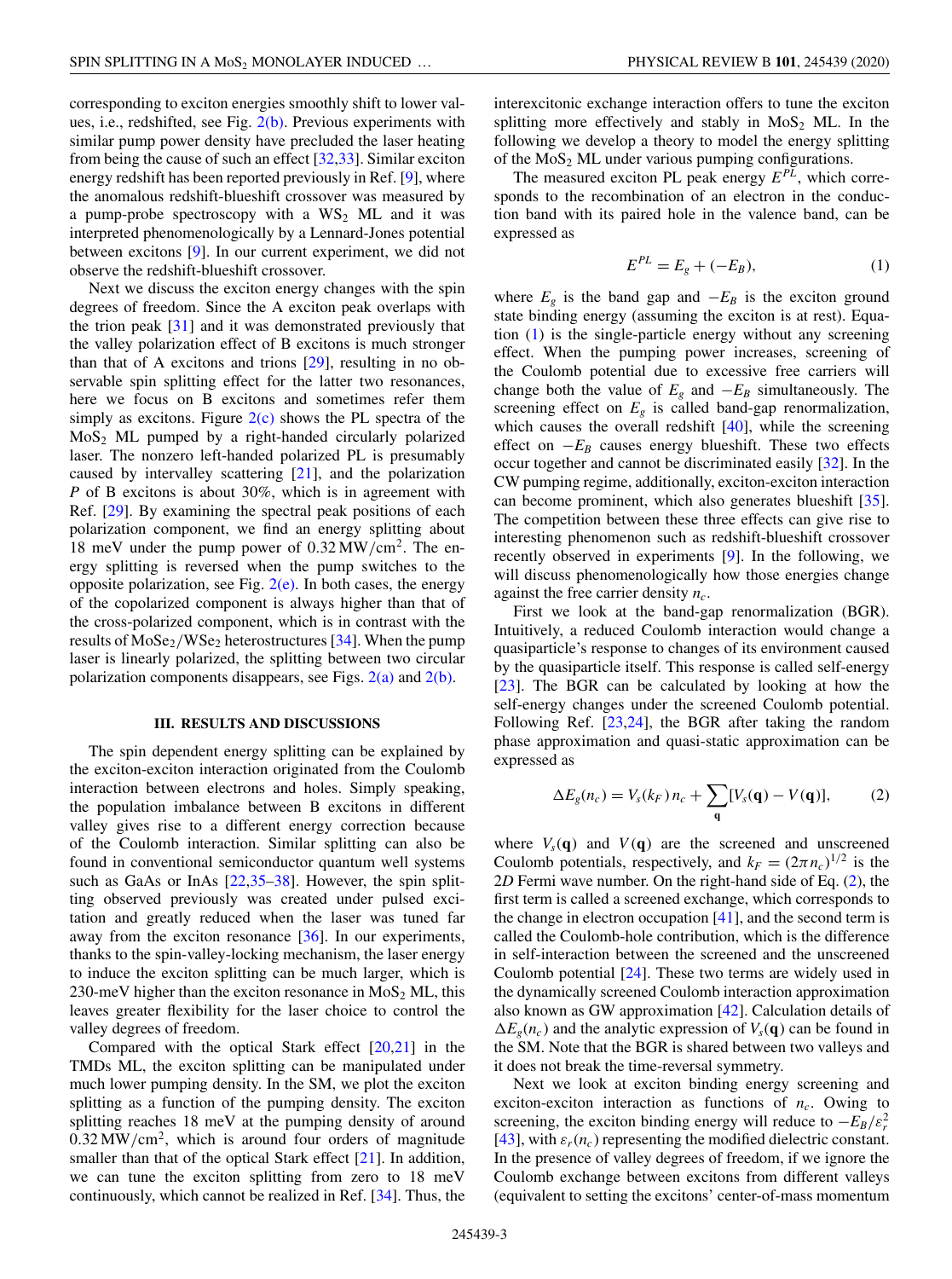corresponding to exciton energies smoothly shift to lower values, i.e., redshifted, see Fig. 2(b). Previous experiments with similar pump power density have precluded the laser heating from being the cause of such an effect [32,33]. Similar exciton energy redshift has been reported previously in Ref. [9], where the anomalous redshift-blueshift crossover was measured by a pump-probe spectroscopy with a $WS_2$ ML and it was interpreted phenomenologically by a Lennard-Jones potential between excitons [9]. In our current experiment, we did not observe the redshift-blueshift crossover.

Next we discuss the exciton energy changes with the spin degrees of freedom. Since the A exciton peak overlaps with the trion peak [31] and it was demonstrated previously that the valley polarization effect of B excitons is much stronger than that of A excitons and trions [29], resulting in no observable spin splitting effect for the latter two resonances, here we focus on B excitons and sometimes refer them simply as excitons. Figure 2(c) shows the PL spectra of the $MoS_2$ ML pumped by a right-handed circularly polarized laser. The nonzero left-handed polarized PL is presumably caused by intervalley scattering [21], and the polarization $P$ of B excitons is about 30%, which is in agreement with Ref. [29]. By examining the spectral peak positions of each polarization component, we find an energy splitting about 18 meV under the pump power of $0.32\,\mathrm{MW/cm^2}$. The energy splitting is reversed when the pump switches to the opposite polarization, see Fig. 2(e). In both cases, the energy of the copolarized component is always higher than that of the cross-polarized component, which is in contrast with the results of $MoSe_2/WSe_2$ heterostructures [34]. When the pump laser is linearly polarized, the splitting between two circular polarization components disappears, see Figs. 2(a) and 2(b).

## III. RESULTS AND DISCUSSIONS

The spin dependent energy splitting can be explained by the exciton-exciton interaction originated from the Coulomb interaction between electrons and holes. Simply speaking, the population imbalance between B excitons in different valley gives rise to a different energy correction because of the Coulomb interaction. Similar splitting can also be found in conventional semiconductor quantum well systems such as GaAs or InAs [22,35–38]. However, the spin splitting observed previously was created under pulsed excitation and greatly reduced when the laser was tuned far away from the exciton resonance [36]. In our experiments, thanks to the spin-valley-locking mechanism, the laser energy to induce the exciton splitting can be much larger, which is 230-meV higher than the exciton resonance in $MoS_2$ ML, this leaves greater flexibility for the laser choice to control the valley degrees of freedom.

Compared with the optical Stark effect [20,21] in the TMDs ML, the exciton splitting can be manipulated under much lower pumping density. In the SM, we plot the exciton splitting as a function of the pumping density. The exciton splitting reaches 18 meV at the pumping density of around $0.32\,\mathrm{MW/cm^2}$, which is around four orders of magnitude smaller than that of the optical Stark effect [21]. In addition, we can tune the exciton splitting from zero to 18 meV continuously, which cannot be realized in Ref. [34]. Thus, the interexcitonic exchange interaction offers to tune the exciton splitting more effectively and stably in $MoS_2$ ML. In the following we develop a theory to model the energy splitting of the $MoS_2$ ML under various pumping configurations.

The measured exciton PL peak energy $E^{PL}$, which corresponds to the recombination of an electron in the conduction band with its paired hole in the valence band, can be expressed as

$$E^{PL} = E_g + (-E_B), \tag{1}$$

where $E_g$ is the band gap and $-E_B$ is the exciton ground state binding energy (assuming the exciton is at rest). Equation (1) is the single-particle energy without any screening effect. When the pumping power increases, screening of the Coulomb potential due to excessive free carriers will change both the value of $E_g$ and $-E_B$ simultaneously. The screening effect on $E_g$ is called band-gap renormalization, which causes the overall redshift [40], while the screening effect on $-E_B$ causes energy blueshift. These two effects occur together and cannot be discriminated easily [32]. In the CW pumping regime, additionally, exciton-exciton interaction can become prominent, which also generates blueshift [35]. The competition between these three effects can give rise to interesting phenomenon such as redshift-blueshift crossover recently observed in experiments [9]. In the following, we will discuss phenomenologically how those energies change against the free carrier density $n_c$.

First we look at the band-gap renormalization (BGR). Intuitively, a reduced Coulomb interaction would change a quasiparticle's response to changes of its environment caused by the quasiparticle itself. This response is called self-energy [23]. The BGR can be calculated by looking at how the self-energy changes under the screened Coulomb potential. Following Ref. [23,24], the BGR after taking the random phase approximation and quasi-static approximation can be expressed as

$$\Delta E_g(n_c) = V_s(k_F)\, n_c + \sum_{\mathbf{q}} [V_s(\mathbf{q}) - V(\mathbf{q})], \tag{2}$$

where $V_s(\mathbf{q})$ and $V(\mathbf{q})$ are the screened and unscreened Coulomb potentials, respectively, and $k_F = (2\pi n_c)^{1/2}$ is the $2D$ Fermi wave number. On the right-hand side of Eq. (2), the first term is called a screened exchange, which corresponds to the change in electron occupation [41], and the second term is called the Coulomb-hole contribution, which is the difference in self-interaction between the screened and the unscreened Coulomb potential [24]. These two terms are widely used in the dynamically screened Coulomb interaction approximation also known as GW approximation [42]. Calculation details of $\Delta E_g(n_c)$ and the analytic expression of $V_s(\mathbf{q})$ can be found in the SM. Note that the BGR is shared between two valleys and it does not break the time-reversal symmetry.

Next we look at exciton binding energy screening and exciton-exciton interaction as functions of $n_c$. Owing to screening, the exciton binding energy will reduce to $-E_B/\varepsilon_r^2$ [43], with $\varepsilon_r(n_c)$ representing the modified dielectric constant. In the presence of valley degrees of freedom, if we ignore the Coulomb exchange between excitons from different valleys (equivalent to setting the excitons' center-of-mass momentum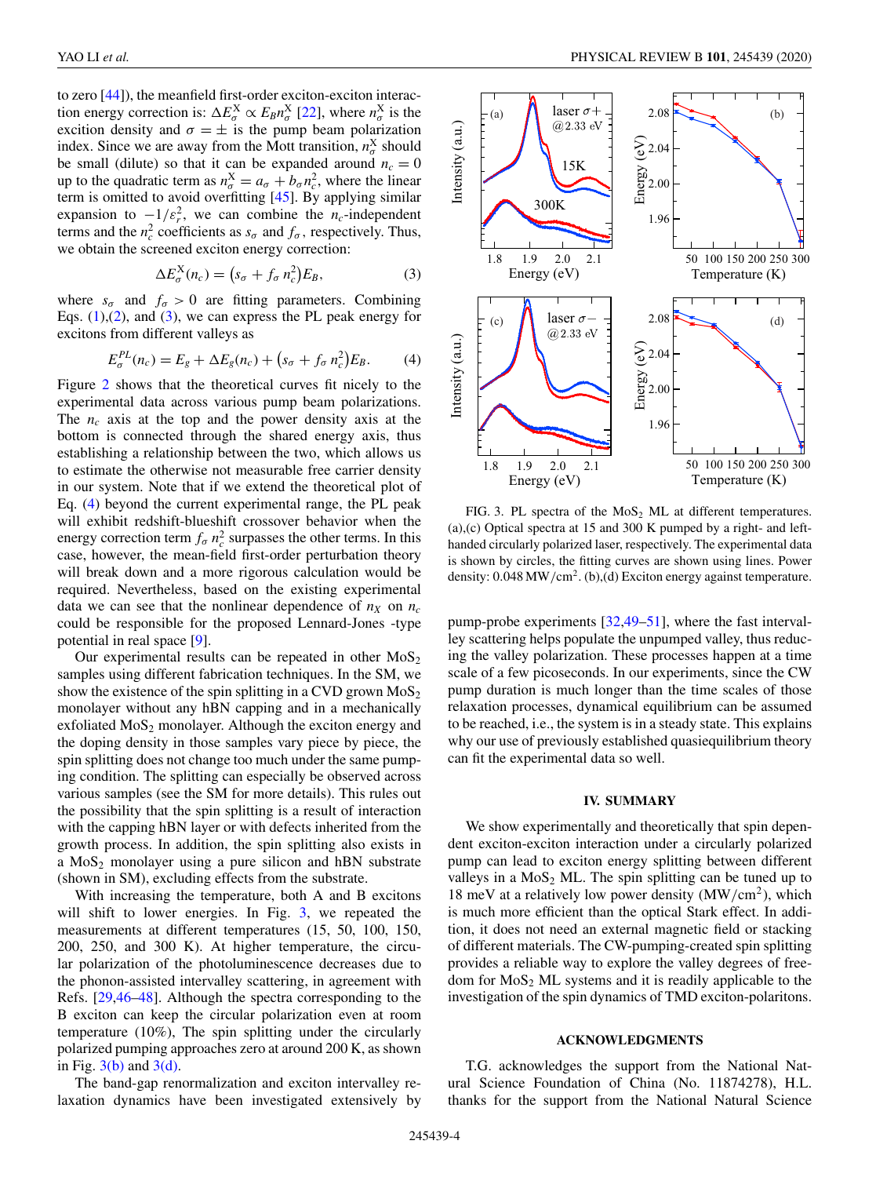to zero [44]), the meanfield first-order exciton-exciton interaction energy correction is: $\Delta E_\sigma^X \propto E_B n_\sigma^X$ [22], where $n_\sigma^X$ is the exciton density and $\sigma = \pm$ is the pump beam polarization index. Since we are away from the Mott transition, $n_\sigma^X$ should be small (dilute) so that it can be expanded around $n_c = 0$ up to the quadratic term as $n_\sigma^X = a_\sigma + b_\sigma n_c^2$, where the linear term is omitted to avoid overfitting [45]. By applying similar expansion to $-1/\varepsilon_r^2$, we can combine the $n_c$-independent terms and the $n_c^2$ coefficients as $s_\sigma$ and $f_\sigma$, respectively. Thus, we obtain the screened exciton energy correction:

$$\Delta E_\sigma^X(n_c) = \left(s_\sigma + f_\sigma\, n_c^2\right) E_B, \tag{3}$$

where $s_\sigma$ and $f_\sigma > 0$ are fitting parameters. Combining Eqs. (1),(2), and (3), we can express the PL peak energy for excitons from different valleys as

$$E_\sigma^{PL}(n_c) = E_g + \Delta E_g(n_c) + \left(s_\sigma + f_\sigma\, n_c^2\right) E_B. \tag{4}$$

Figure 2 shows that the theoretical curves fit nicely to the experimental data across various pump beam polarizations. The $n_c$ axis at the top and the power density axis at the bottom is connected through the shared energy axis, thus establishing a relationship between the two, which allows us to estimate the otherwise not measurable free carrier density in our system. Note that if we extend the theoretical plot of Eq. (4) beyond the current experimental range, the PL peak will exhibit redshift-blueshift crossover behavior when the energy correction term $f_\sigma\, n_c^2$ surpasses the other terms. In this case, however, the mean-field first-order perturbation theory will break down and a more rigorous calculation would be required. Nevertheless, based on the existing experimental data we can see that the nonlinear dependence of $n_X$ on $n_c$ could be responsible for the proposed Lennard-Jones -type potential in real space [9].

Our experimental results can be repeated in other $MoS_2$ samples using different fabrication techniques. In the SM, we show the existence of the spin splitting in a CVD grown $MoS_2$ monolayer without any hBN capping and in a mechanically exfoliated $MoS_2$ monolayer. Although the exciton energy and the doping density in those samples vary piece by piece, the spin splitting does not change too much under the same pumping condition. The splitting can especially be observed across various samples (see the SM for more details). This rules out the possibility that the spin splitting is a result of interaction with the capping hBN layer or with defects inherited from the growth process. In addition, the spin splitting also exists in a $MoS_2$ monolayer using a pure silicon and hBN substrate (shown in SM), excluding effects from the substrate.

With increasing the temperature, both A and B excitons will shift to lower energies. In Fig. 3, we repeated the measurements at different temperatures (15, 50, 100, 150, 200, 250, and 300 K). At higher temperature, the circular polarization of the photoluminescence decreases due to the phonon-assisted intervalley scattering, in agreement with Refs. [29,46–48]. Although the spectra corresponding to the B exciton can keep the circular polarization even at room temperature (10%), The spin splitting under the circularly polarized pumping approaches zero at around 200 K, as shown in Fig. 3(b) and 3(d).

The band-gap renormalization and exciton intervalley relaxation dynamics have been investigated extensively by pump-probe experiments [32,49–51], where the fast intervalley scattering helps populate the unpumped valley, thus reducing the valley polarization. These processes happen at a time scale of a few picoseconds. In our experiments, since the CW pump duration is much longer than the time scales of those relaxation processes, dynamical equilibrium can be assumed to be reached, i.e., the system is in a steady state. This explains why our use of previously established quasiequilibrium theory can fit the experimental data so well.

FIG. 3. PL spectra of the $MoS_2$ ML at different temperatures. (a),(c) Optical spectra at 15 and 300 K pumped by a right- and left-handed circularly polarized laser, respectively. The experimental data is shown by circles, the fitting curves are shown using lines. Power density: 0.048 $MW/cm^2$. (b),(d) Exciton energy against temperature.

## IV. SUMMARY

We show experimentally and theoretically that spin dependent exciton-exciton interaction under a circularly polarized pump can lead to exciton energy splitting between different valleys in a $MoS_2$ ML. The spin splitting can be tuned up to 18 meV at a relatively low power density ($MW/cm^2$), which is much more efficient than the optical Stark effect. In addition, it does not need an external magnetic field or stacking of different materials. The CW-pumping-created spin splitting provides a reliable way to explore the valley degrees of freedom for $MoS_2$ ML systems and it is readily applicable to the investigation of the spin dynamics of TMD exciton-polaritons.

## ACKNOWLEDGMENTS

T.G. acknowledges the support from the National Natural Science Foundation of China (No. 11874278), H.L. thanks for the support from the National Natural Science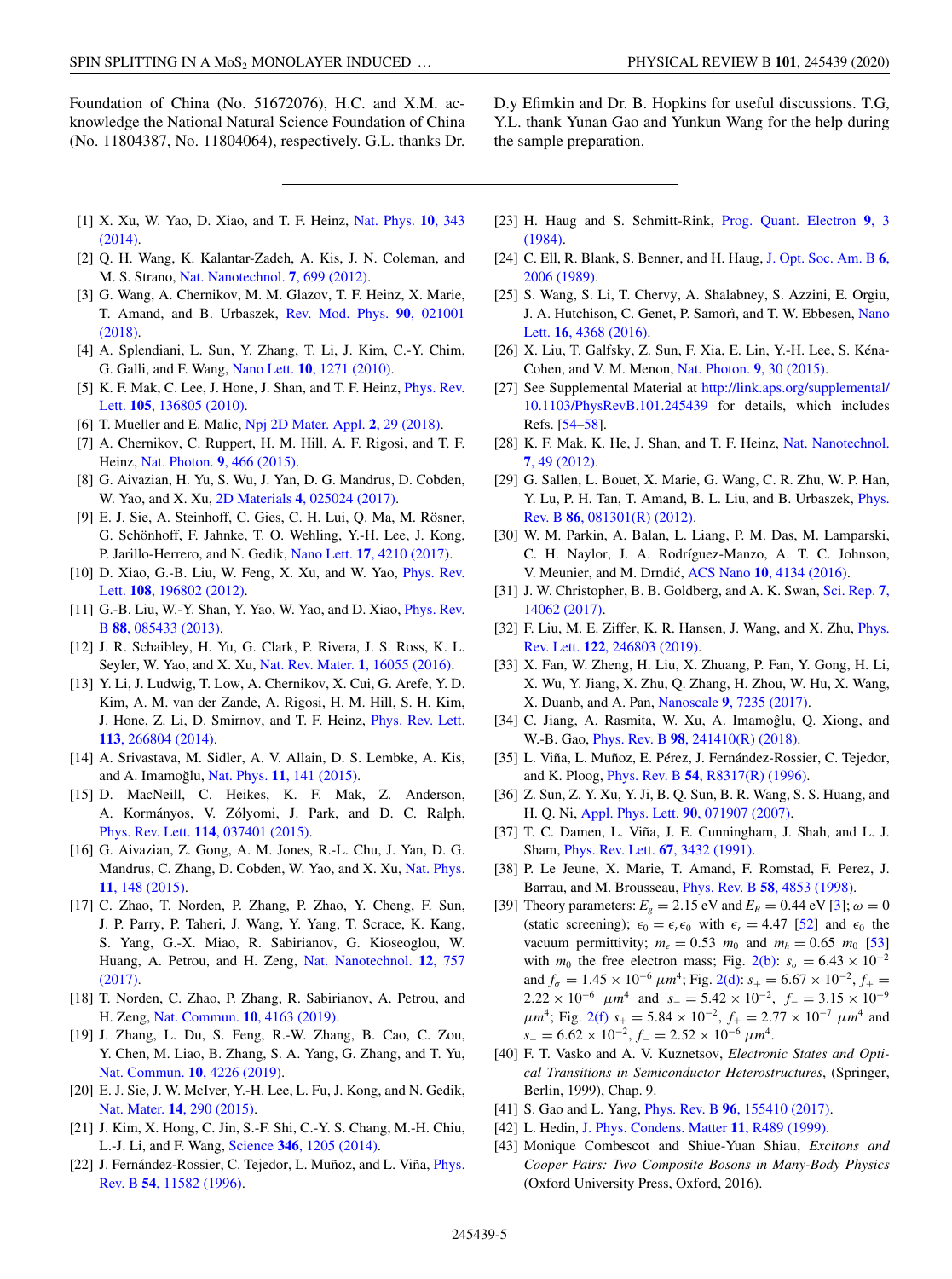Foundation of China (No. 51672076), H.C. and X.M. acknowledge the National Natural Science Foundation of China (No. 11804387, No. 11804064), respectively. G.L. thanks Dr. D.y Efimkin and Dr. B. Hopkins for useful discussions. T.G, Y.L. thank Yunan Gao and Yunkun Wang for the help during the sample preparation.

---

[1] X. Xu, W. Yao, D. Xiao, and T. F. Heinz, Nat. Phys. **10**, 343 (2014).

[2] Q. H. Wang, K. Kalantar-Zadeh, A. Kis, J. N. Coleman, and M. S. Strano, Nat. Nanotechnol. **7**, 699 (2012).

[3] G. Wang, A. Chernikov, M. M. Glazov, T. F. Heinz, X. Marie, T. Amand, and B. Urbaszek, Rev. Mod. Phys. **90**, 021001 (2018).

[4] A. Splendiani, L. Sun, Y. Zhang, T. Li, J. Kim, C.-Y. Chim, G. Galli, and F. Wang, Nano Lett. **10**, 1271 (2010).

[5] K. F. Mak, C. Lee, J. Hone, J. Shan, and T. F. Heinz, Phys. Rev. Lett. **105**, 136805 (2010).

[6] T. Mueller and E. Malic, Npj 2D Mater. Appl. **2**, 29 (2018).

[7] A. Chernikov, C. Ruppert, H. M. Hill, A. F. Rigosi, and T. F. Heinz, Nat. Photon. **9**, 466 (2015).

[8] G. Aivazian, H. Yu, S. Wu, J. Yan, D. G. Mandrus, D. Cobden, W. Yao, and X. Xu, 2D Materials **4**, 025024 (2017).

[9] E. J. Sie, A. Steinhoff, C. Gies, C. H. Lui, Q. Ma, M. Rösner, G. Schönhoff, F. Jahnke, T. O. Wehling, Y.-H. Lee, J. Kong, P. Jarillo-Herrero, and N. Gedik, Nano Lett. **17**, 4210 (2017).

[10] D. Xiao, G.-B. Liu, W. Feng, X. Xu, and W. Yao, Phys. Rev. Lett. **108**, 196802 (2012).

[11] G.-B. Liu, W.-Y. Shan, Y. Yao, W. Yao, and D. Xiao, Phys. Rev. B **88**, 085433 (2013).

[12] J. R. Schaibley, H. Yu, G. Clark, P. Rivera, J. S. Ross, K. L. Seyler, W. Yao, and X. Xu, Nat. Rev. Mater. **1**, 16055 (2016).

[13] Y. Li, J. Ludwig, T. Low, A. Chernikov, X. Cui, G. Arefe, Y. D. Kim, A. M. van der Zande, A. Rigosi, H. M. Hill, S. H. Kim, J. Hone, Z. Li, D. Smirnov, and T. F. Heinz, Phys. Rev. Lett. **113**, 266804 (2014).

[14] A. Srivastava, M. Sidler, A. V. Allain, D. S. Lembke, A. Kis, and A. Imamoğlu, Nat. Phys. **11**, 141 (2015).

[15] D. MacNeill, C. Heikes, K. F. Mak, Z. Anderson, A. Kormányos, V. Zólyomi, J. Park, and D. C. Ralph, Phys. Rev. Lett. **114**, 037401 (2015).

[16] G. Aivazian, Z. Gong, A. M. Jones, R.-L. Chu, J. Yan, D. G. Mandrus, C. Zhang, D. Cobden, W. Yao, and X. Xu, Nat. Phys. **11**, 148 (2015).

[17] C. Zhao, T. Norden, P. Zhang, P. Zhao, Y. Cheng, F. Sun, J. P. Parry, P. Taheri, J. Wang, Y. Yang, T. Scrace, K. Kang, S. Yang, G.-X. Miao, R. Sabirianov, G. Kioseoglou, W. Huang, A. Petrou, and H. Zeng, Nat. Nanotechnol. **12**, 757 (2017).

[18] T. Norden, C. Zhao, P. Zhang, R. Sabirianov, A. Petrou, and H. Zeng, Nat. Commun. **10**, 4163 (2019).

[19] J. Zhang, L. Du, S. Feng, R.-W. Zhang, B. Cao, C. Zou, Y. Chen, M. Liao, B. Zhang, S. A. Yang, G. Zhang, and T. Yu, Nat. Commun. **10**, 4226 (2019).

[20] E. J. Sie, J. W. McIver, Y.-H. Lee, L. Fu, J. Kong, and N. Gedik, Nat. Mater. **14**, 290 (2015).

[21] J. Kim, X. Hong, C. Jin, S.-F. Shi, C.-Y. S. Chang, M.-H. Chiu, L.-J. Li, and F. Wang, Science **346**, 1205 (2014).

[22] J. Fernández-Rossier, C. Tejedor, L. Muñoz, and L. Viña, Phys. Rev. B **54**, 11582 (1996).

[23] H. Haug and S. Schmitt-Rink, Prog. Quant. Electron **9**, 3 (1984).

[24] C. Ell, R. Blank, S. Benner, and H. Haug, J. Opt. Soc. Am. B **6**, 2006 (1989).

[25] S. Wang, S. Li, T. Chervy, A. Shalabney, S. Azzini, E. Orgiu, J. A. Hutchison, C. Genet, P. Samorì, and T. W. Ebbesen, Nano Lett. **16**, 4368 (2016).

[26] X. Liu, T. Galfsky, Z. Sun, F. Xia, E. Lin, Y.-H. Lee, S. Kéna-Cohen, and V. M. Menon, Nat. Photon. **9**, 30 (2015).

[27] See Supplemental Material at http://link.aps.org/supplemental/10.1103/PhysRevB.101.245439 for details, which includes Refs. [54–58].

[28] K. F. Mak, K. He, J. Shan, and T. F. Heinz, Nat. Nanotechnol. **7**, 49 (2012).

[29] G. Sallen, L. Bouet, X. Marie, G. Wang, C. R. Zhu, W. P. Han, Y. Lu, P. H. Tan, T. Amand, B. L. Liu, and B. Urbaszek, Phys. Rev. B **86**, 081301(R) (2012).

[30] W. M. Parkin, A. Balan, L. Liang, P. M. Das, M. Lamparski, C. H. Naylor, J. A. Rodríguez-Manzo, A. T. C. Johnson, V. Meunier, and M. Drndić, ACS Nano **10**, 4134 (2016).

[31] J. W. Christopher, B. B. Goldberg, and A. K. Swan, Sci. Rep. **7**, 14062 (2017).

[32] F. Liu, M. E. Ziffer, K. R. Hansen, J. Wang, and X. Zhu, Phys. Rev. Lett. **122**, 246803 (2019).

[33] X. Fan, W. Zheng, H. Liu, X. Zhuang, P. Fan, Y. Gong, H. Li, X. Wu, Y. Jiang, X. Zhu, Q. Zhang, H. Zhou, W. Hu, X. Wang, X. Duanb, and A. Pan, Nanoscale **9**, 7235 (2017).

[34] C. Jiang, A. Rasmita, W. Xu, A. Imamoğlu, Q. Xiong, and W.-B. Gao, Phys. Rev. B **98**, 241410(R) (2018).

[35] L. Viña, L. Muñoz, E. Pérez, J. Fernández-Rossier, C. Tejedor, and K. Ploog, Phys. Rev. B **54**, R8317(R) (1996).

[36] Z. Sun, Z. Y. Xu, Y. Ji, B. Q. Sun, B. R. Wang, S. S. Huang, and H. Q. Ni, Appl. Phys. Lett. **90**, 071907 (2007).

[37] T. C. Damen, L. Viña, J. E. Cunningham, J. Shah, and L. J. Sham, Phys. Rev. Lett. **67**, 3432 (1991).

[38] P. Le Jeune, X. Marie, T. Amand, F. Romstad, F. Perez, J. Barrau, and M. Brousseau, Phys. Rev. B **58**, 4853 (1998).

[39] Theory parameters: $E_g = 2.15$ eV and $E_B = 0.44$ eV [3]; $\omega = 0$ (static screening); $\epsilon_0 = \epsilon_r \epsilon_0$ with $\epsilon_r = 4.47$ [52] and $\epsilon_0$ the vacuum permittivity; $m_e = 0.53\ m_0$ and $m_h = 0.65\ m_0$ [53] with $m_0$ the free electron mass; Fig. 2(b): $s_\sigma = 6.43 \times 10^{-2}$ and $f_\sigma = 1.45 \times 10^{-6}\ \mu m^4$; Fig. 2(d): $s_+ = 6.67 \times 10^{-2}$, $f_+ = 2.22 \times 10^{-6}\ \mu m^4$ and $s_- = 5.42 \times 10^{-2}$, $f_- = 3.15 \times 10^{-9}\ \mu m^4$; Fig. 2(f) $s_+ = 5.84 \times 10^{-2}$, $f_+ = 2.77 \times 10^{-7}\ \mu m^4$ and $s_- = 6.62 \times 10^{-2}$, $f_- = 2.52 \times 10^{-6}\ \mu m^4$.

[40] F. T. Vasko and A. V. Kuznetsov, *Electronic States and Optical Transitions in Semiconductor Heterostructures*, (Springer, Berlin, 1999), Chap. 9.

[41] S. Gao and L. Yang, Phys. Rev. B **96**, 155410 (2017).

[42] L. Hedin, J. Phys. Condens. Matter **11**, R489 (1999).

[43] Monique Combescot and Shiue-Yuan Shiau, *Excitons and Cooper Pairs: Two Composite Bosons in Many-Body Physics* (Oxford University Press, Oxford, 2016).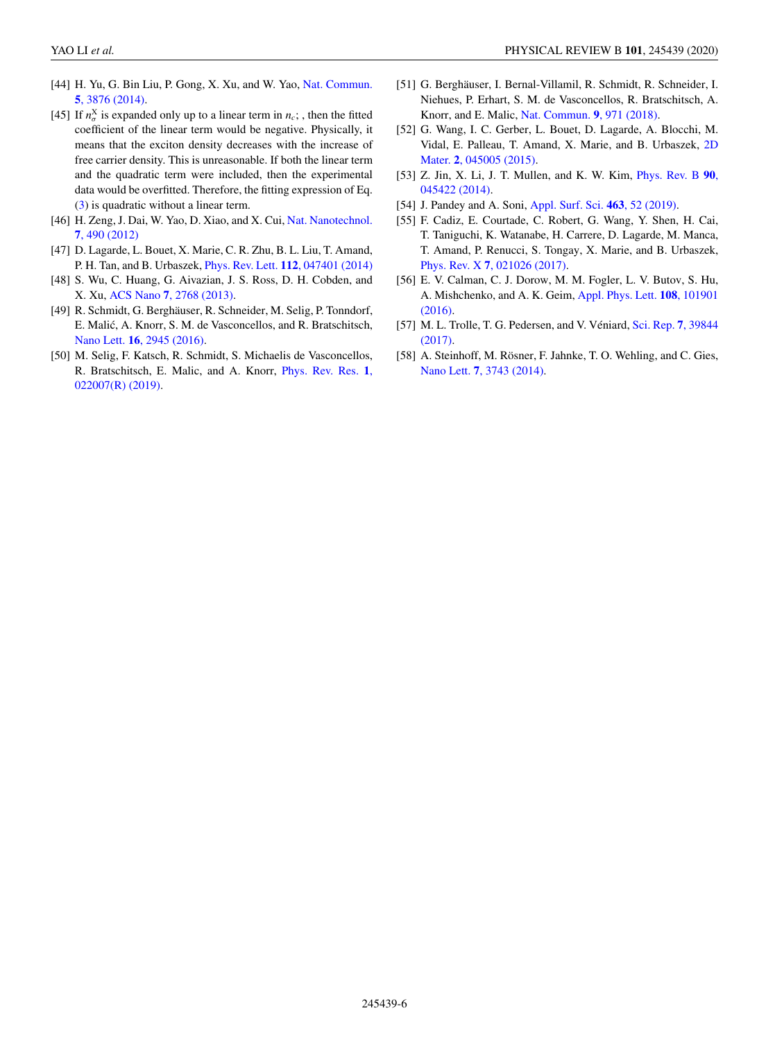[44] H. Yu, G. Bin Liu, P. Gong, X. Xu, and W. Yao, Nat. Commun. **5**, 3876 (2014).

[45] If $n_\sigma^X$ is expanded only up to a linear term in $n_c$; , then the fitted coefficient of the linear term would be negative. Physically, it means that the exciton density decreases with the increase of free carrier density. This is unreasonable. If both the linear term and the quadratic term were included, then the experimental data would be overfitted. Therefore, the fitting expression of Eq. (3) is quadratic without a linear term.

[46] H. Zeng, J. Dai, W. Yao, D. Xiao, and X. Cui, Nat. Nanotechnol. **7**, 490 (2012)

[47] D. Lagarde, L. Bouet, X. Marie, C. R. Zhu, B. L. Liu, T. Amand, P. H. Tan, and B. Urbaszek, Phys. Rev. Lett. **112**, 047401 (2014)

[48] S. Wu, C. Huang, G. Aivazian, J. S. Ross, D. H. Cobden, and X. Xu, ACS Nano **7**, 2768 (2013).

[49] R. Schmidt, G. Berghäuser, R. Schneider, M. Selig, P. Tonndorf, E. Malić, A. Knorr, S. M. de Vasconcellos, and R. Bratschitsch, Nano Lett. **16**, 2945 (2016).

[50] M. Selig, F. Katsch, R. Schmidt, S. Michaelis de Vasconcellos, R. Bratschitsch, E. Malic, and A. Knorr, Phys. Rev. Res. **1**, 022007(R) (2019).

[51] G. Berghäuser, I. Bernal-Villamil, R. Schmidt, R. Schneider, I. Niehues, P. Erhart, S. M. de Vasconcellos, R. Bratschitsch, A. Knorr, and E. Malic, Nat. Commun. **9**, 971 (2018).

[52] G. Wang, I. C. Gerber, L. Bouet, D. Lagarde, A. Blocchi, M. Vidal, E. Palleau, T. Amand, X. Marie, and B. Urbaszek, 2D Mater. **2**, 045005 (2015).

[53] Z. Jin, X. Li, J. T. Mullen, and K. W. Kim, Phys. Rev. B **90**, 045422 (2014).

[54] J. Pandey and A. Soni, Appl. Surf. Sci. **463**, 52 (2019).

[55] F. Cadiz, E. Courtade, C. Robert, G. Wang, Y. Shen, H. Cai, T. Taniguchi, K. Watanabe, H. Carrere, D. Lagarde, M. Manca, T. Amand, P. Renucci, S. Tongay, X. Marie, and B. Urbaszek, Phys. Rev. X **7**, 021026 (2017).

[56] E. V. Calman, C. J. Dorow, M. M. Fogler, L. V. Butov, S. Hu, A. Mishchenko, and A. K. Geim, Appl. Phys. Lett. **108**, 101901 (2016).

[57] M. L. Trolle, T. G. Pedersen, and V. Véniard, Sci. Rep. **7**, 39844 (2017).

[58] A. Steinhoff, M. Rösner, F. Jahnke, T. O. Wehling, and C. Gies, Nano Lett. **7**, 3743 (2014).